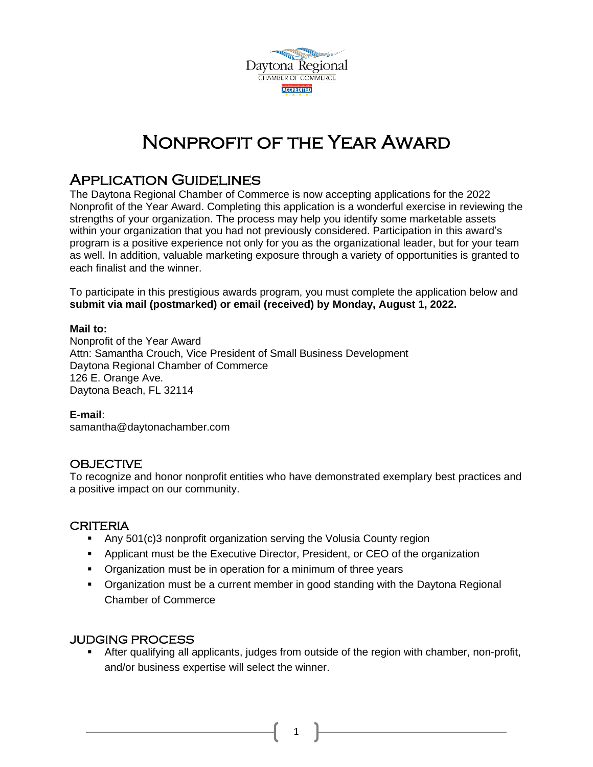# Nonprofit of the Year Award

## Application Guidelines

The Daytona Regional Chamber of Commerce is now accepting applications for the 2022 Nonprofit of the Year Award. Completing this application is a wonderful exercise in reviewing the strengths of your organization. The process may help you identify some marketable assets within your organization that you had not previously considered. Participation in this award's program is a positive experience not only for you as the organizational leader, but for your team as well. In addition, valuable marketing exposure through a variety of opportunities is granted to each finalist and the winner.

To participate in this prestigious awards program, you must complete the application below and **submit via mail (postmarked) or email (received) by Monday, August 1, 2022.**

**Mail to:**
Nonprofit of the Year Award
Attn: Samantha Crouch, Vice President of Small Business Development
Daytona Regional Chamber of Commerce
126 E. Orange Ave.
Daytona Beach, FL 32114

**E-mail**:
samantha@daytonachamber.com

### Objective

To recognize and honor nonprofit entities who have demonstrated exemplary best practices and a positive impact on our community.

### Criteria

- Any 501(c)3 nonprofit organization serving the Volusia County region
- Applicant must be the Executive Director, President, or CEO of the organization
- Organization must be in operation for a minimum of three years
- Organization must be a current member in good standing with the Daytona Regional Chamber of Commerce

### Judging Process

- After qualifying all applicants, judges from outside of the region with chamber, non-profit, and/or business expertise will select the winner.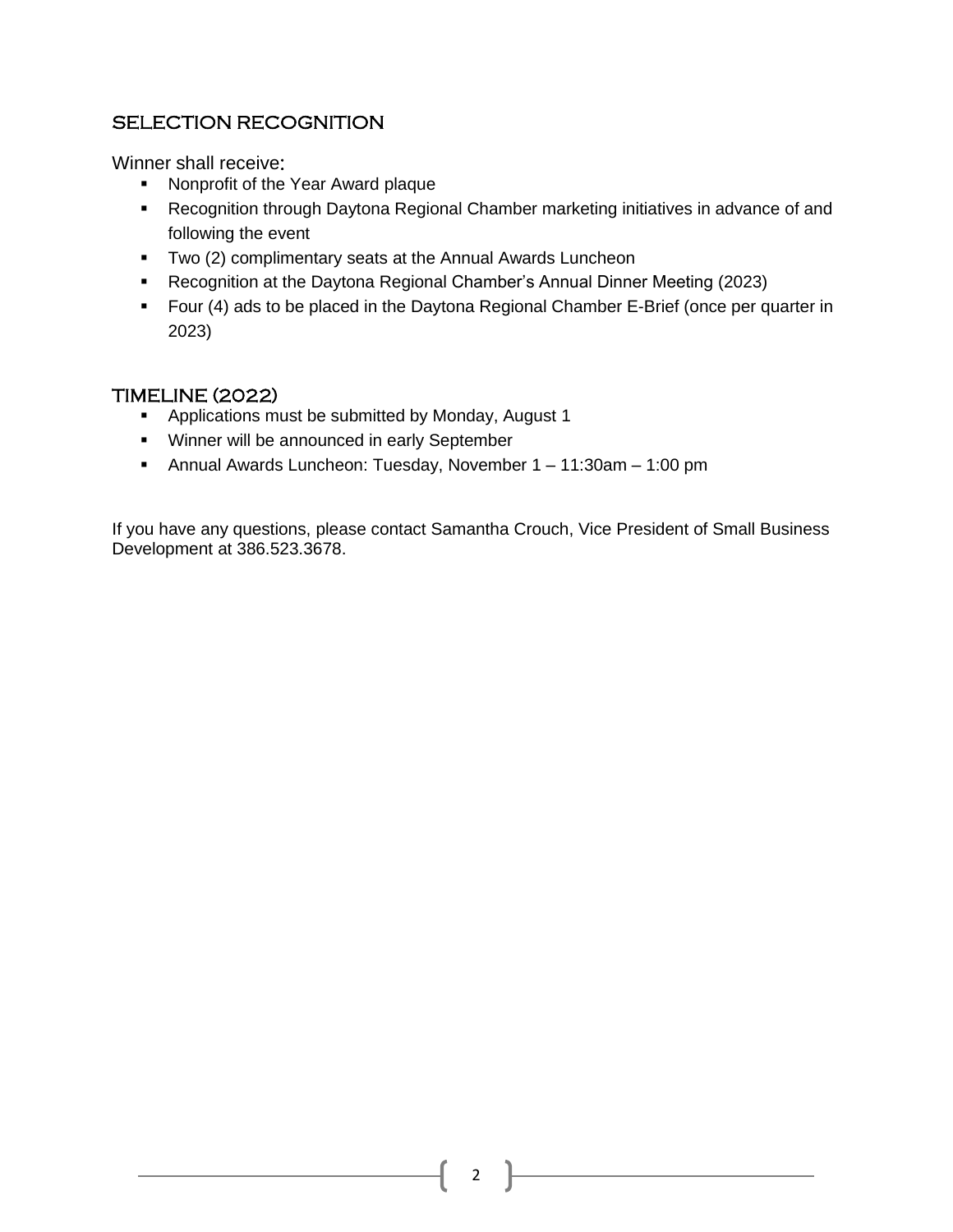## SELECTION RECOGNITION

Winner shall receive:

- Nonprofit of the Year Award plaque
- Recognition through Daytona Regional Chamber marketing initiatives in advance of and following the event
- Two (2) complimentary seats at the Annual Awards Luncheon
- Recognition at the Daytona Regional Chamber's Annual Dinner Meeting (2023)
- Four (4) ads to be placed in the Daytona Regional Chamber E-Brief (once per quarter in 2023)

## TIMELINE (2022)

- Applications must be submitted by Monday, August 1
- Winner will be announced in early September
- Annual Awards Luncheon: Tuesday, November 1 – 11:30am – 1:00 pm

If you have any questions, please contact Samantha Crouch, Vice President of Small Business Development at 386.523.3678.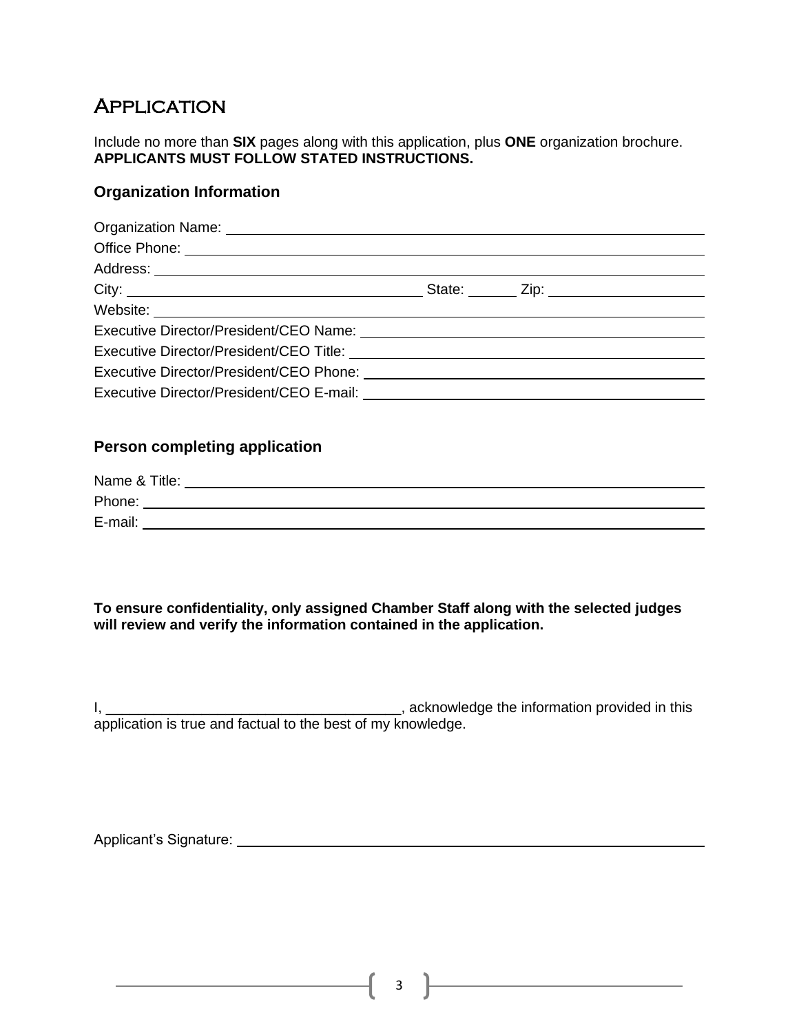# Application

Include no more than **SIX** pages along with this application, plus **ONE** organization brochure. **APPLICANTS MUST FOLLOW STATED INSTRUCTIONS.**

### Organization Information

Organization Name: ______________________________________________

Office Phone: ______________________________________________

Address: ______________________________________________

City: ______________________ State: ______ Zip: ______________

Website: ______________________________________________

Executive Director/President/CEO Name: ______________________________

Executive Director/President/CEO Title: ______________________________

Executive Director/President/CEO Phone: ______________________________

Executive Director/President/CEO E-mail: ______________________________

### Person completing application

Name & Title: ______________________________________________

Phone: ______________________________________________

E-mail: ______________________________________________

**To ensure confidentiality, only assigned Chamber Staff along with the selected judges will review and verify the information contained in the application.**

I, ______________________________, acknowledge the information provided in this application is true and factual to the best of my knowledge.

Applicant's Signature: ______________________________________________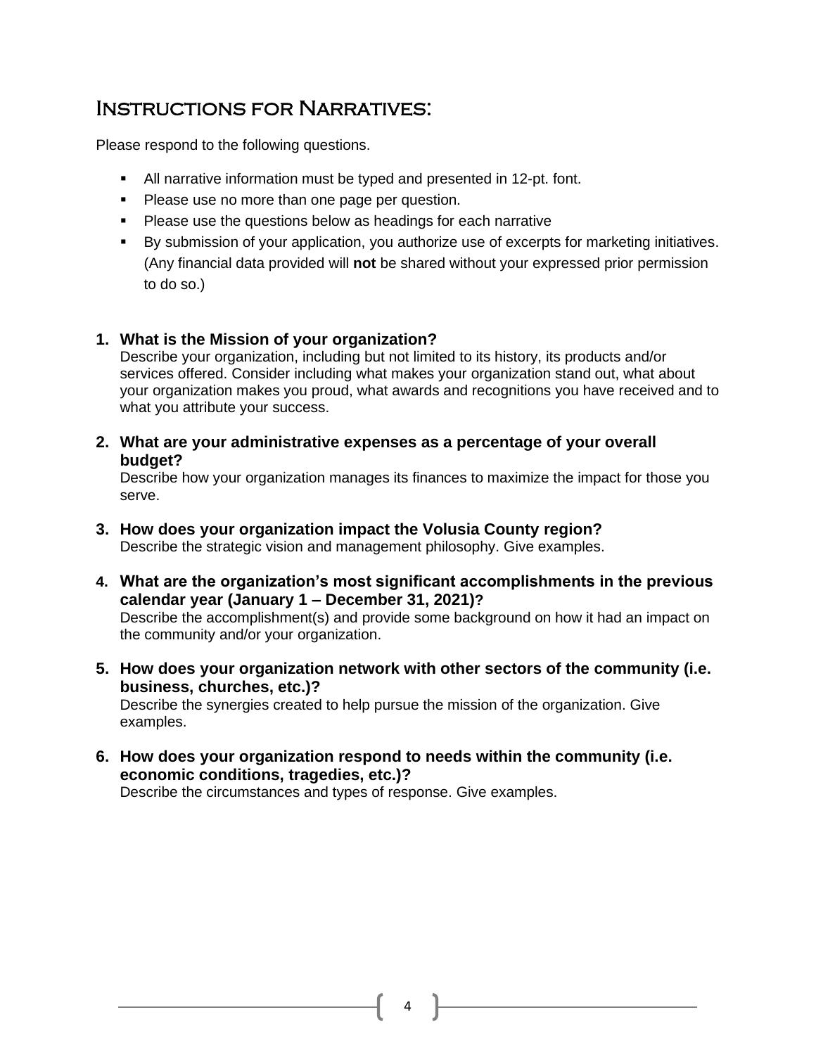# Instructions for Narratives:

Please respond to the following questions.

- All narrative information must be typed and presented in 12-pt. font.
- Please use no more than one page per question.
- Please use the questions below as headings for each narrative
- By submission of your application, you authorize use of excerpts for marketing initiatives. (Any financial data provided will **not** be shared without your expressed prior permission to do so.)

1. **What is the Mission of your organization?**
   Describe your organization, including but not limited to its history, its products and/or services offered. Consider including what makes your organization stand out, what about your organization makes you proud, what awards and recognitions you have received and to what you attribute your success.

2. **What are your administrative expenses as a percentage of your overall budget?**
   Describe how your organization manages its finances to maximize the impact for those you serve.

3. **How does your organization impact the Volusia County region?**
   Describe the strategic vision and management philosophy. Give examples.

4. **What are the organization's most significant accomplishments in the previous calendar year (January 1 – December 31, 2021)?**
   Describe the accomplishment(s) and provide some background on how it had an impact on the community and/or your organization.

5. **How does your organization network with other sectors of the community (i.e. business, churches, etc.)?**
   Describe the synergies created to help pursue the mission of the organization. Give examples.

6. **How does your organization respond to needs within the community (i.e. economic conditions, tragedies, etc.)?**
   Describe the circumstances and types of response. Give examples.